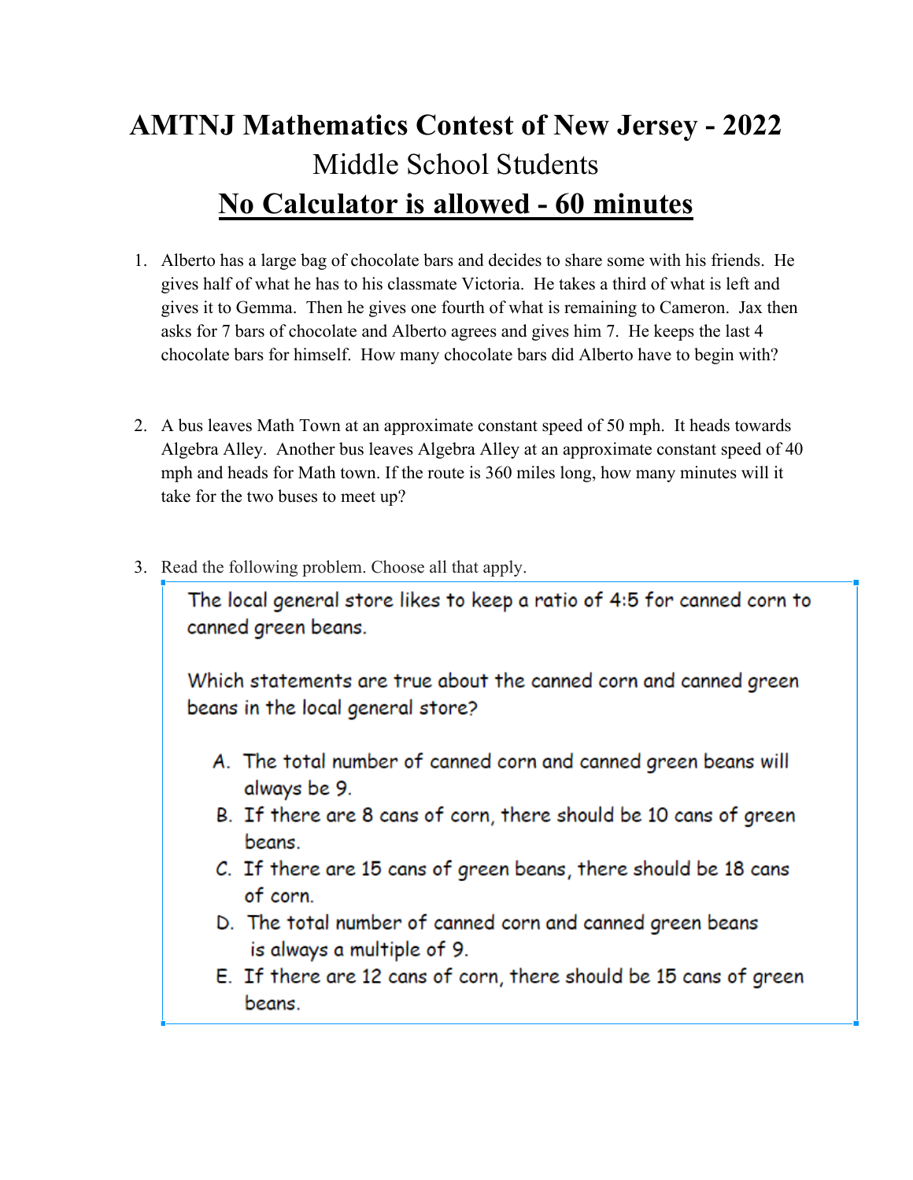# AMTNJ Mathematics Contest of New Jersey - 2022

## Middle School Students

## <u>No Calculator is allowed - 60 minutes</u>

1. Alberto has a large bag of chocolate bars and decides to share some with his friends. He gives half of what he has to his classmate Victoria. He takes a third of what is left and gives it to Gemma. Then he gives one fourth of what is remaining to Cameron. Jax then asks for 7 bars of chocolate and Alberto agrees and gives him 7. He keeps the last 4 chocolate bars for himself. How many chocolate bars did Alberto have to begin with?

2. A bus leaves Math Town at an approximate constant speed of 50 mph. It heads towards Algebra Alley. Another bus leaves Algebra Alley at an approximate constant speed of 40 mph and heads for Math town. If the route is 360 miles long, how many minutes will it take for the two buses to meet up?

3. Read the following problem. Choose all that apply.

   The local general store likes to keep a ratio of 4:5 for canned corn to canned green beans.

   Which statements are true about the canned corn and canned green beans in the local general store?

   A. The total number of canned corn and canned green beans will always be 9.
   B. If there are 8 cans of corn, there should be 10 cans of green beans.
   C. If there are 15 cans of green beans, there should be 18 cans of corn.
   D. The total number of canned corn and canned green beans is always a multiple of 9.
   E. If there are 12 cans of corn, there should be 15 cans of green beans.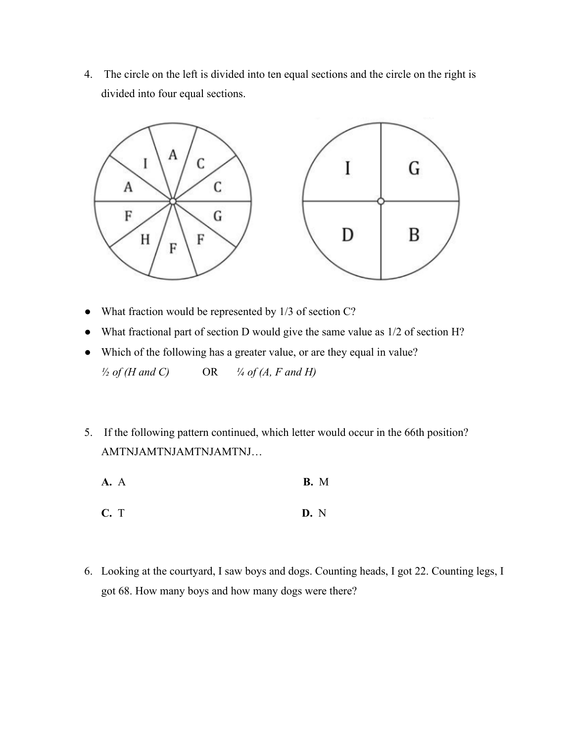4. The circle on the left is divided into ten equal sections and the circle on the right is divided into four equal sections.

- What fraction would be represented by 1/3 of section C?
- What fractional part of section D would give the same value as 1/2 of section H?
- Which of the following has a greater value, or are they equal in value?

  *½ of (H and C)* OR *¼ of (A, F and H)*

5. If the following pattern continued, which letter would occur in the 66th position?
   AMTNJAMTNJAMTNJAMTNJ…

   **A.** A **B.** M

   **C.** T **D.** N

6. Looking at the courtyard, I saw boys and dogs. Counting heads, I got 22. Counting legs, I got 68. How many boys and how many dogs were there?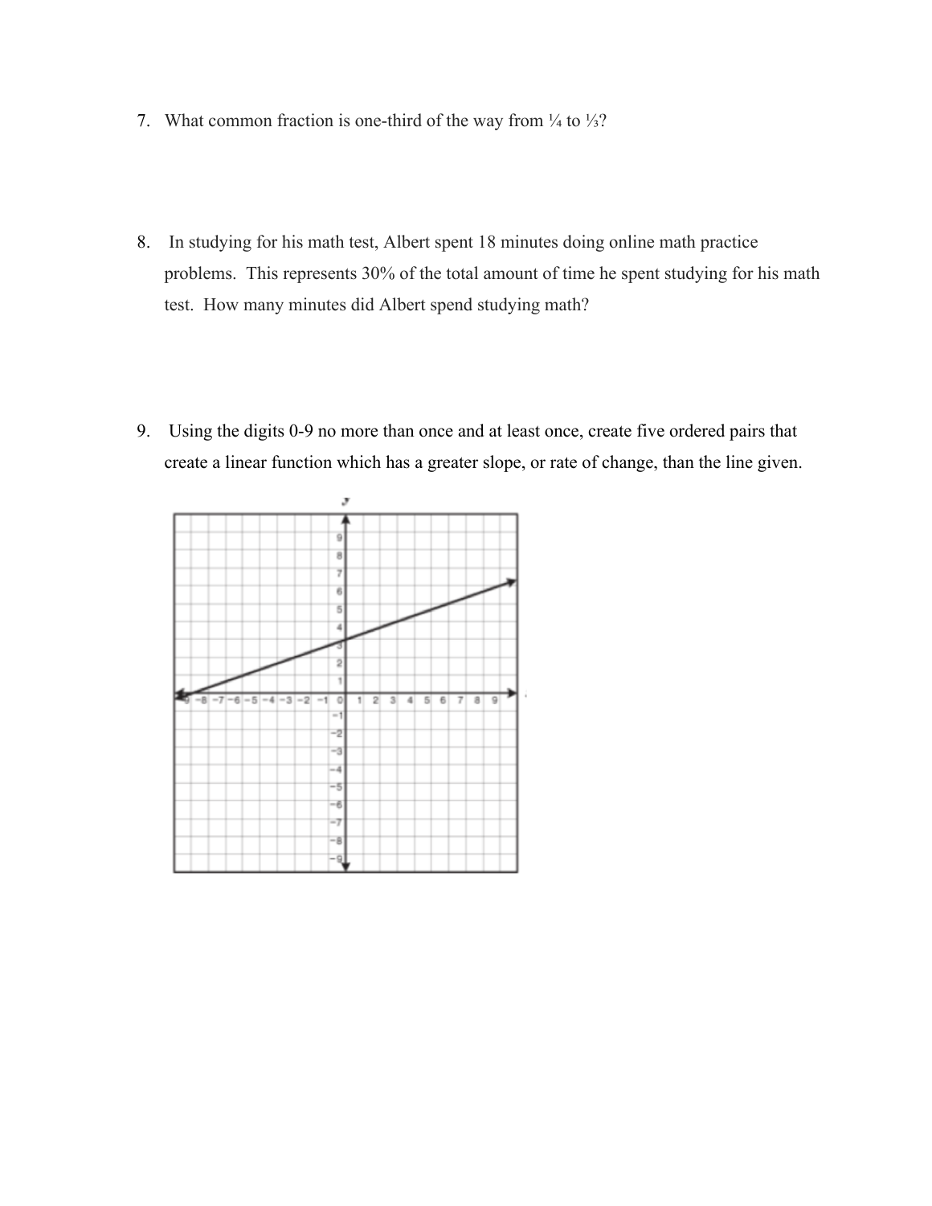7. What common fraction is one-third of the way from ¼ to ⅓?

8. In studying for his math test, Albert spent 18 minutes doing online math practice problems. This represents 30% of the total amount of time he spent studying for his math test. How many minutes did Albert spend studying math?

9. Using the digits 0-9 no more than once and at least once, create five ordered pairs that create a linear function which has a greater slope, or rate of change, than the line given.

y

9
8
7
6
5
4
3
2
1

-9 -8 -7 -6 -5 -4 -3 -2 -1 0 1 2 3 4 5 6 7 8 9

-1
-2
-3
-4
-5
-6
-7
-8
-9